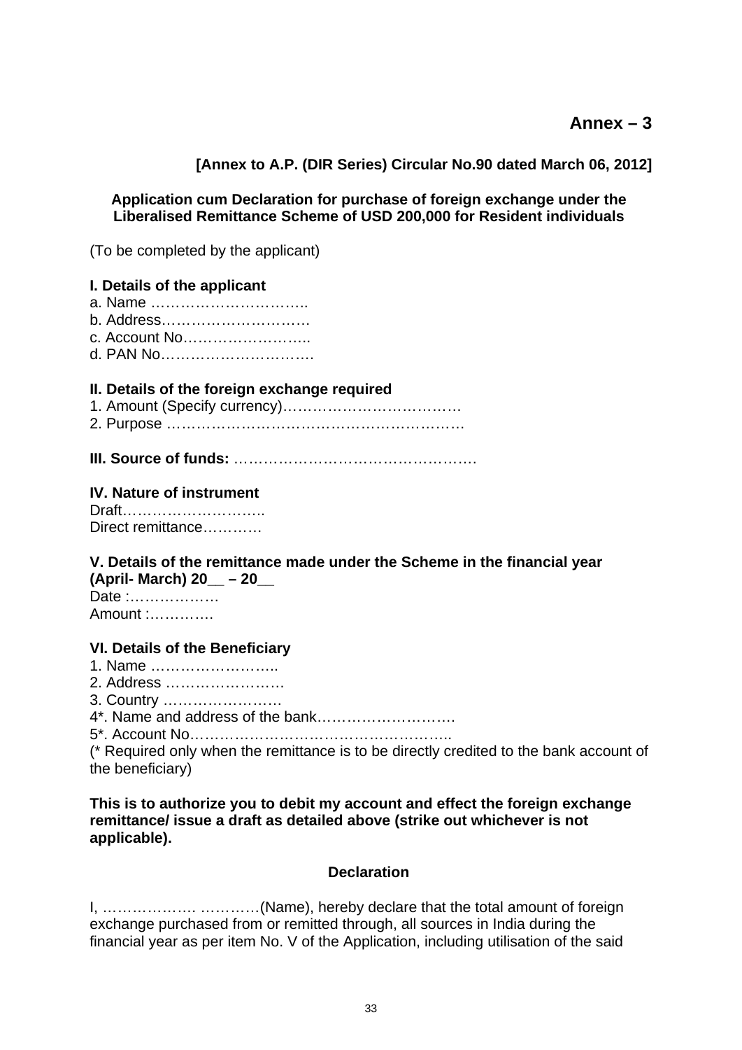# Annex – 3

**[Annex to A.P. (DIR Series) Circular No.90 dated March 06, 2012]**

**Application cum Declaration for purchase of foreign exchange under the Liberalised Remittance Scheme of USD 200,000 for Resident individuals**

(To be completed by the applicant)

**I. Details of the applicant**

a. Name …………………………..  
b. Address…………………………  
c. Account No……………………..  
d. PAN No………………………….

**II. Details of the foreign exchange required**

1. Amount (Specify currency)………………………………
2. Purpose ……………………………………………………

**III. Source of funds:** ………………………………………….

**IV. Nature of instrument**

Draft………………………..  
Direct remittance…………

**V. Details of the remittance made under the Scheme in the financial year (April- March) 20__ – 20__**

Date :………………  
Amount :………….

**VI. Details of the Beneficiary**

1. Name ……………………..
2. Address ……………………
3. Country ……………………
4*. Name and address of the bank……………………….
5*. Account No……………………………………………..

(* Required only when the remittance is to be directly credited to the bank account of the beneficiary)

**This is to authorize you to debit my account and effect the foreign exchange remittance/ issue a draft as detailed above (strike out whichever is not applicable).**

**Declaration**

I, ………………. …………(Name), hereby declare that the total amount of foreign exchange purchased from or remitted through, all sources in India during the financial year as per item No. V of the Application, including utilisation of the said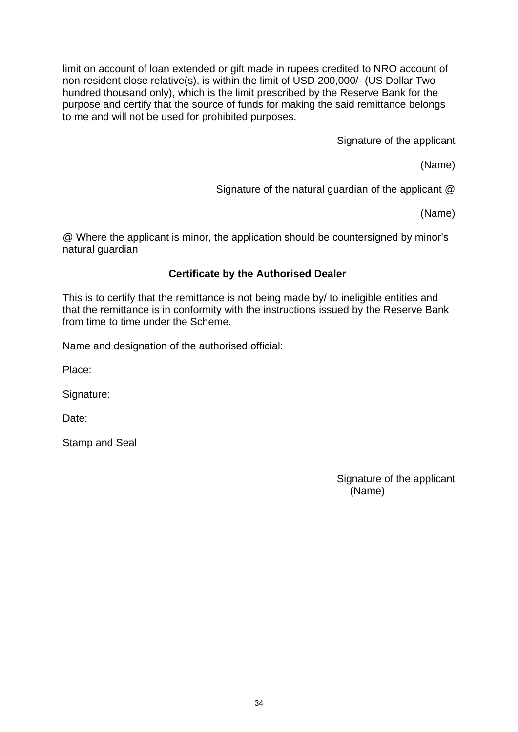limit on account of loan extended or gift made in rupees credited to NRO account of non-resident close relative(s), is within the limit of USD 200,000/- (US Dollar Two hundred thousand only), which is the limit prescribed by the Reserve Bank for the purpose and certify that the source of funds for making the said remittance belongs to me and will not be used for prohibited purposes.

Signature of the applicant

(Name)

Signature of the natural guardian of the applicant @

(Name)

@ Where the applicant is minor, the application should be countersigned by minor's natural guardian

**Certificate by the Authorised Dealer**

This is to certify that the remittance is not being made by/ to ineligible entities and that the remittance is in conformity with the instructions issued by the Reserve Bank from time to time under the Scheme.

Name and designation of the authorised official:

Place:

Signature:

Date:

Stamp and Seal

Signature of the applicant
(Name)